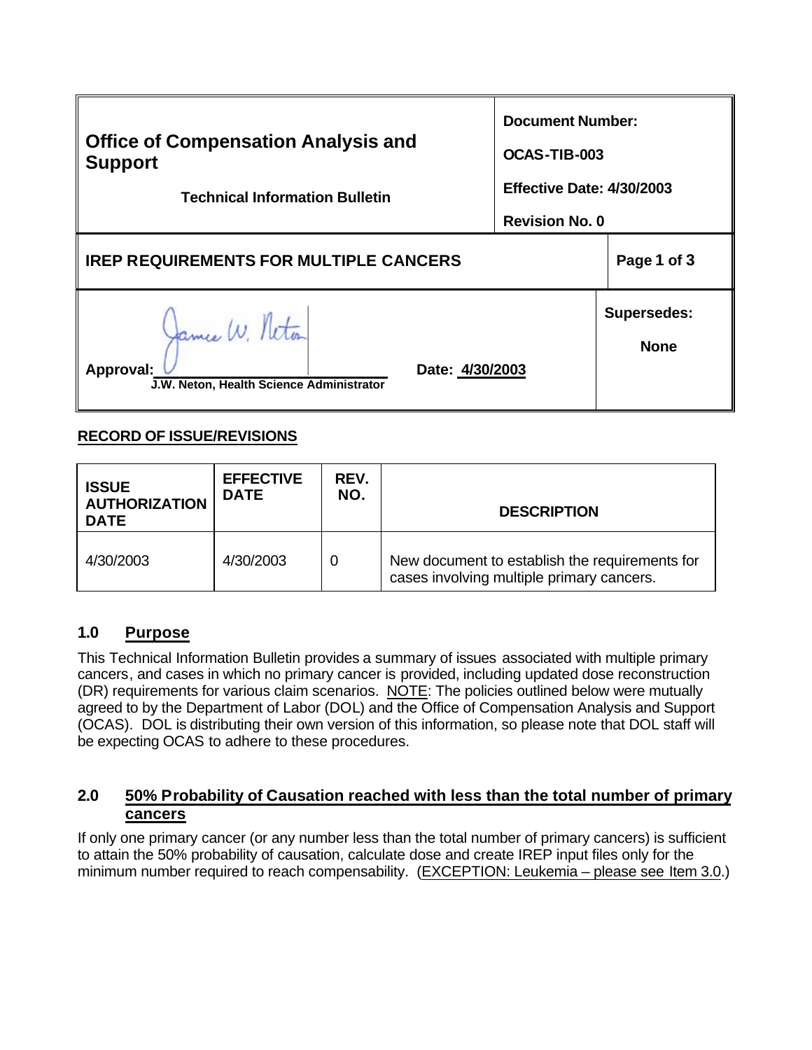| **Office of Compensation Analysis and Support** | **Document Number:** |
| --- | --- |
| **Technical Information Bulletin** | **OCAS-TIB-003** |
| | **Effective Date: 4/30/2003** |
| | **Revision No. 0** |

| **IREP REQUIREMENTS FOR MULTIPLE CANCERS** | **Page 1 of 3** |
| --- | --- |

| **Approval:** J.W. Neton, Health Science Administrator **Date: 4/30/2003** | **Supersedes:** **None** |
| --- | --- |

**RECORD OF ISSUE/REVISIONS**

| ISSUE AUTHORIZATION DATE | EFFECTIVE DATE | REV. NO. | DESCRIPTION |
| --- | --- | --- | --- |
| 4/30/2003 | 4/30/2003 | 0 | New document to establish the requirements for cases involving multiple primary cancers. |

## 1.0 Purpose

This Technical Information Bulletin provides a summary of issues associated with multiple primary cancers, and cases in which no primary cancer is provided, including updated dose reconstruction (DR) requirements for various claim scenarios. NOTE: The policies outlined below were mutually agreed to by the Department of Labor (DOL) and the Office of Compensation Analysis and Support (OCAS). DOL is distributing their own version of this information, so please note that DOL staff will be expecting OCAS to adhere to these procedures.

## 2.0 50% Probability of Causation reached with less than the total number of primary cancers

If only one primary cancer (or any number less than the total number of primary cancers) is sufficient to attain the 50% probability of causation, calculate dose and create IREP input files only for the minimum number required to reach compensability. (EXCEPTION: Leukemia – please see Item 3.0.)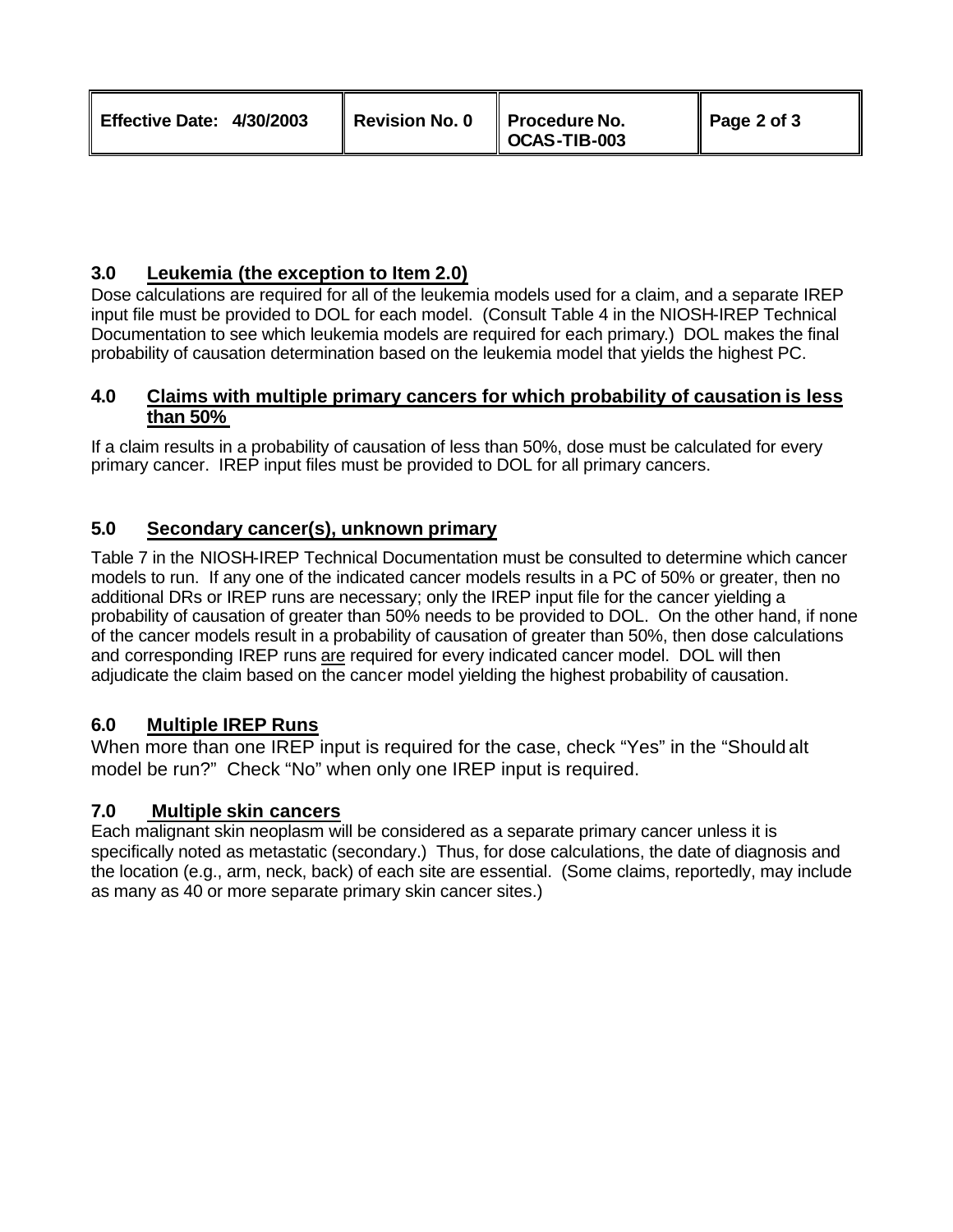## 3.0 Leukemia (the exception to Item 2.0)

Dose calculations are required for all of the leukemia models used for a claim, and a separate IREP input file must be provided to DOL for each model. (Consult Table 4 in the NIOSH-IREP Technical Documentation to see which leukemia models are required for each primary.) DOL makes the final probability of causation determination based on the leukemia model that yields the highest PC.

## 4.0 Claims with multiple primary cancers for which probability of causation is less than 50%

If a claim results in a probability of causation of less than 50%, dose must be calculated for every primary cancer. IREP input files must be provided to DOL for all primary cancers.

## 5.0 Secondary cancer(s), unknown primary

Table 7 in the NIOSH-IREP Technical Documentation must be consulted to determine which cancer models to run. If any one of the indicated cancer models results in a PC of 50% or greater, then no additional DRs or IREP runs are necessary; only the IREP input file for the cancer yielding a probability of causation of greater than 50% needs to be provided to DOL. On the other hand, if none of the cancer models result in a probability of causation of greater than 50%, then dose calculations and corresponding IREP runs are required for every indicated cancer model. DOL will then adjudicate the claim based on the cancer model yielding the highest probability of causation.

## 6.0 Multiple IREP Runs

When more than one IREP input is required for the case, check "Yes" in the "Should alt model be run?" Check "No" when only one IREP input is required.

## 7.0 Multiple skin cancers

Each malignant skin neoplasm will be considered as a separate primary cancer unless it is specifically noted as metastatic (secondary.) Thus, for dose calculations, the date of diagnosis and the location (e.g., arm, neck, back) of each site are essential. (Some claims, reportedly, may include as many as 40 or more separate primary skin cancer sites.)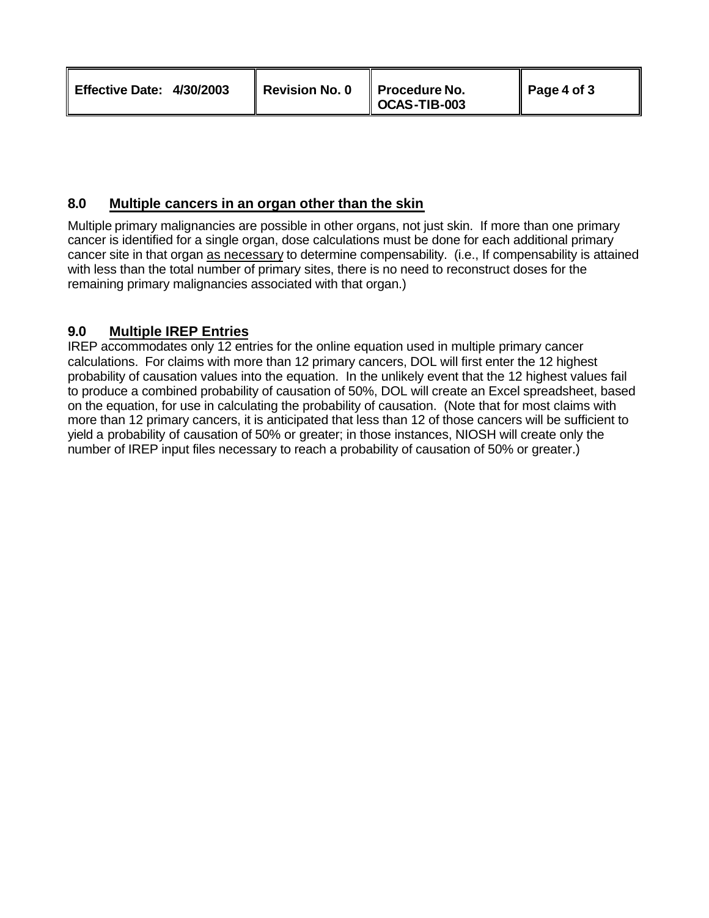## 8.0 <u>Multiple cancers in an organ other than the skin</u>

Multiple primary malignancies are possible in other organs, not just skin. If more than one primary cancer is identified for a single organ, dose calculations must be done for each additional primary cancer site in that organ <u>as necessary</u> to determine compensability. (i.e., If compensability is attained with less than the total number of primary sites, there is no need to reconstruct doses for the remaining primary malignancies associated with that organ.)

## 9.0 <u>Multiple IREP Entries</u>

IREP accommodates only 12 entries for the online equation used in multiple primary cancer calculations. For claims with more than 12 primary cancers, DOL will first enter the 12 highest probability of causation values into the equation. In the unlikely event that the 12 highest values fail to produce a combined probability of causation of 50%, DOL will create an Excel spreadsheet, based on the equation, for use in calculating the probability of causation. (Note that for most claims with more than 12 primary cancers, it is anticipated that less than 12 of those cancers will be sufficient to yield a probability of causation of 50% or greater; in those instances, NIOSH will create only the number of IREP input files necessary to reach a probability of causation of 50% or greater.)